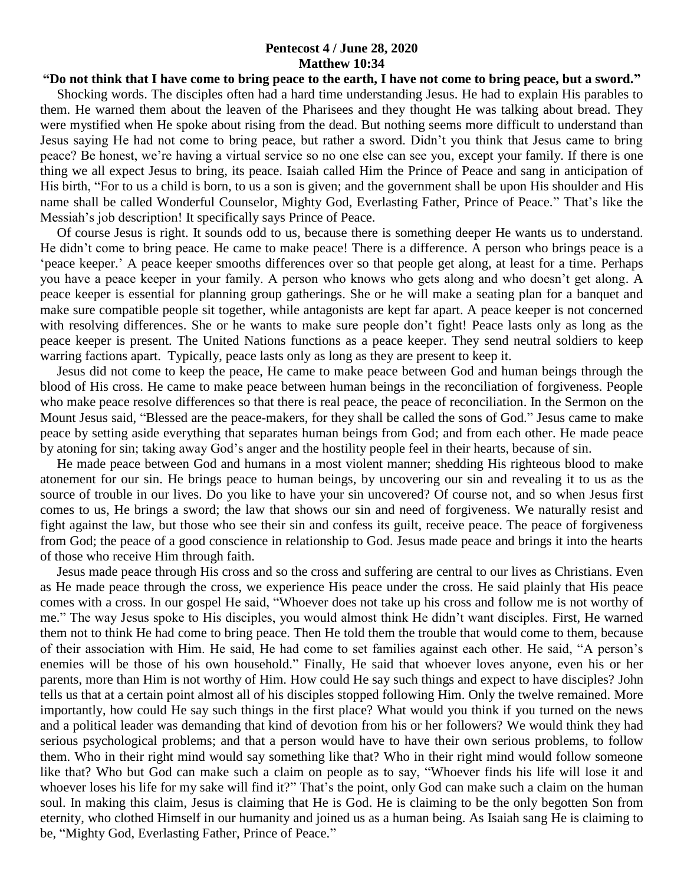**Pentecost 4 / June 28, 2020**
**Matthew 10:34**

**"Do not think that I have come to bring peace to the earth, I have not come to bring peace, but a sword."**

Shocking words. The disciples often had a hard time understanding Jesus. He had to explain His parables to them. He warned them about the leaven of the Pharisees and they thought He was talking about bread. They were mystified when He spoke about rising from the dead. But nothing seems more difficult to understand than Jesus saying He had not come to bring peace, but rather a sword. Didn't you think that Jesus came to bring peace? Be honest, we're having a virtual service so no one else can see you, except your family. If there is one thing we all expect Jesus to bring, its peace. Isaiah called Him the Prince of Peace and sang in anticipation of His birth, "For to us a child is born, to us a son is given; and the government shall be upon His shoulder and His name shall be called Wonderful Counselor, Mighty God, Everlasting Father, Prince of Peace." That's like the Messiah's job description! It specifically says Prince of Peace.

Of course Jesus is right. It sounds odd to us, because there is something deeper He wants us to understand. He didn't come to bring peace. He came to make peace! There is a difference. A person who brings peace is a 'peace keeper.' A peace keeper smooths differences over so that people get along, at least for a time. Perhaps you have a peace keeper in your family. A person who knows who gets along and who doesn't get along. A peace keeper is essential for planning group gatherings. She or he will make a seating plan for a banquet and make sure compatible people sit together, while antagonists are kept far apart. A peace keeper is not concerned with resolving differences. She or he wants to make sure people don't fight! Peace lasts only as long as the peace keeper is present. The United Nations functions as a peace keeper. They send neutral soldiers to keep warring factions apart. Typically, peace lasts only as long as they are present to keep it.

Jesus did not come to keep the peace, He came to make peace between God and human beings through the blood of His cross. He came to make peace between human beings in the reconciliation of forgiveness. People who make peace resolve differences so that there is real peace, the peace of reconciliation. In the Sermon on the Mount Jesus said, "Blessed are the peace-makers, for they shall be called the sons of God." Jesus came to make peace by setting aside everything that separates human beings from God; and from each other. He made peace by atoning for sin; taking away God's anger and the hostility people feel in their hearts, because of sin.

He made peace between God and humans in a most violent manner; shedding His righteous blood to make atonement for our sin. He brings peace to human beings, by uncovering our sin and revealing it to us as the source of trouble in our lives. Do you like to have your sin uncovered? Of course not, and so when Jesus first comes to us, He brings a sword; the law that shows our sin and need of forgiveness. We naturally resist and fight against the law, but those who see their sin and confess its guilt, receive peace. The peace of forgiveness from God; the peace of a good conscience in relationship to God. Jesus made peace and brings it into the hearts of those who receive Him through faith.

Jesus made peace through His cross and so the cross and suffering are central to our lives as Christians. Even as He made peace through the cross, we experience His peace under the cross. He said plainly that His peace comes with a cross. In our gospel He said, "Whoever does not take up his cross and follow me is not worthy of me." The way Jesus spoke to His disciples, you would almost think He didn't want disciples. First, He warned them not to think He had come to bring peace. Then He told them the trouble that would come to them, because of their association with Him. He said, He had come to set families against each other. He said, "A person's enemies will be those of his own household." Finally, He said that whoever loves anyone, even his or her parents, more than Him is not worthy of Him. How could He say such things and expect to have disciples? John tells us that at a certain point almost all of his disciples stopped following Him. Only the twelve remained. More importantly, how could He say such things in the first place? What would you think if you turned on the news and a political leader was demanding that kind of devotion from his or her followers? We would think they had serious psychological problems; and that a person would have to have their own serious problems, to follow them. Who in their right mind would say something like that? Who in their right mind would follow someone like that? Who but God can make such a claim on people as to say, "Whoever finds his life will lose it and whoever loses his life for my sake will find it?" That's the point, only God can make such a claim on the human soul. In making this claim, Jesus is claiming that He is God. He is claiming to be the only begotten Son from eternity, who clothed Himself in our humanity and joined us as a human being. As Isaiah sang He is claiming to be, "Mighty God, Everlasting Father, Prince of Peace."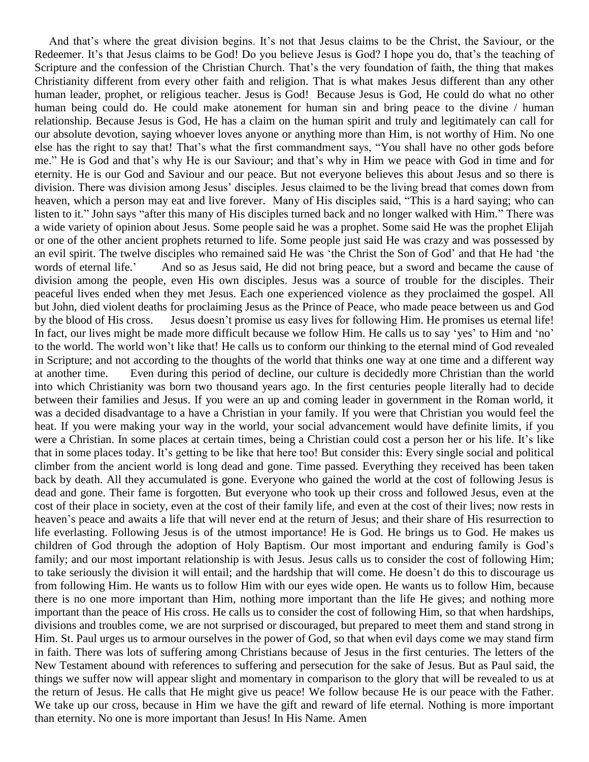And that's where the great division begins. It's not that Jesus claims to be the Christ, the Saviour, or the Redeemer. It's that Jesus claims to be God! Do you believe Jesus is God? I hope you do, that's the teaching of Scripture and the confession of the Christian Church. That's the very foundation of faith, the thing that makes Christianity different from every other faith and religion. That is what makes Jesus different than any other human leader, prophet, or religious teacher. Jesus is God! Because Jesus is God, He could do what no other human being could do. He could make atonement for human sin and bring peace to the divine / human relationship. Because Jesus is God, He has a claim on the human spirit and truly and legitimately can call for our absolute devotion, saying whoever loves anyone or anything more than Him, is not worthy of Him. No one else has the right to say that! That's what the first commandment says, "You shall have no other gods before me." He is God and that's why He is our Saviour; and that's why in Him we peace with God in time and for eternity. He is our God and Saviour and our peace. But not everyone believes this about Jesus and so there is division. There was division among Jesus' disciples. Jesus claimed to be the living bread that comes down from heaven, which a person may eat and live forever. Many of His disciples said, "This is a hard saying; who can listen to it." John says "after this many of His disciples turned back and no longer walked with Him." There was a wide variety of opinion about Jesus. Some people said he was a prophet. Some said He was the prophet Elijah or one of the other ancient prophets returned to life. Some people just said He was crazy and was possessed by an evil spirit. The twelve disciples who remained said He was 'the Christ the Son of God' and that He had 'the words of eternal life.' And so as Jesus said, He did not bring peace, but a sword and became the cause of division among the people, even His own disciples. Jesus was a source of trouble for the disciples. Their peaceful lives ended when they met Jesus. Each one experienced violence as they proclaimed the gospel. All but John, died violent deaths for proclaiming Jesus as the Prince of Peace, who made peace between us and God by the blood of His cross. Jesus doesn't promise us easy lives for following Him. He promises us eternal life! In fact, our lives might be made more difficult because we follow Him. He calls us to say 'yes' to Him and 'no' to the world. The world won't like that! He calls us to conform our thinking to the eternal mind of God revealed in Scripture; and not according to the thoughts of the world that thinks one way at one time and a different way at another time. Even during this period of decline, our culture is decidedly more Christian than the world into which Christianity was born two thousand years ago. In the first centuries people literally had to decide between their families and Jesus. If you were an up and coming leader in government in the Roman world, it was a decided disadvantage to a have a Christian in your family. If you were that Christian you would feel the heat. If you were making your way in the world, your social advancement would have definite limits, if you were a Christian. In some places at certain times, being a Christian could cost a person her or his life. It's like that in some places today. It's getting to be like that here too! But consider this: Every single social and political climber from the ancient world is long dead and gone. Time passed. Everything they received has been taken back by death. All they accumulated is gone. Everyone who gained the world at the cost of following Jesus is dead and gone. Their fame is forgotten. But everyone who took up their cross and followed Jesus, even at the cost of their place in society, even at the cost of their family life, and even at the cost of their lives; now rests in heaven's peace and awaits a life that will never end at the return of Jesus; and their share of His resurrection to life everlasting. Following Jesus is of the utmost importance! He is God. He brings us to God. He makes us children of God through the adoption of Holy Baptism. Our most important and enduring family is God's family; and our most important relationship is with Jesus. Jesus calls us to consider the cost of following Him; to take seriously the division it will entail; and the hardship that will come. He doesn't do this to discourage us from following Him. He wants us to follow Him with our eyes wide open. He wants us to follow Him, because there is no one more important than Him, nothing more important than the life He gives; and nothing more important than the peace of His cross. He calls us to consider the cost of following Him, so that when hardships, divisions and troubles come, we are not surprised or discouraged, but prepared to meet them and stand strong in Him. St. Paul urges us to armour ourselves in the power of God, so that when evil days come we may stand firm in faith. There was lots of suffering among Christians because of Jesus in the first centuries. The letters of the New Testament abound with references to suffering and persecution for the sake of Jesus. But as Paul said, the things we suffer now will appear slight and momentary in comparison to the glory that will be revealed to us at the return of Jesus. He calls that He might give us peace! We follow because He is our peace with the Father. We take up our cross, because in Him we have the gift and reward of life eternal. Nothing is more important than eternity. No one is more important than Jesus! In His Name. Amen